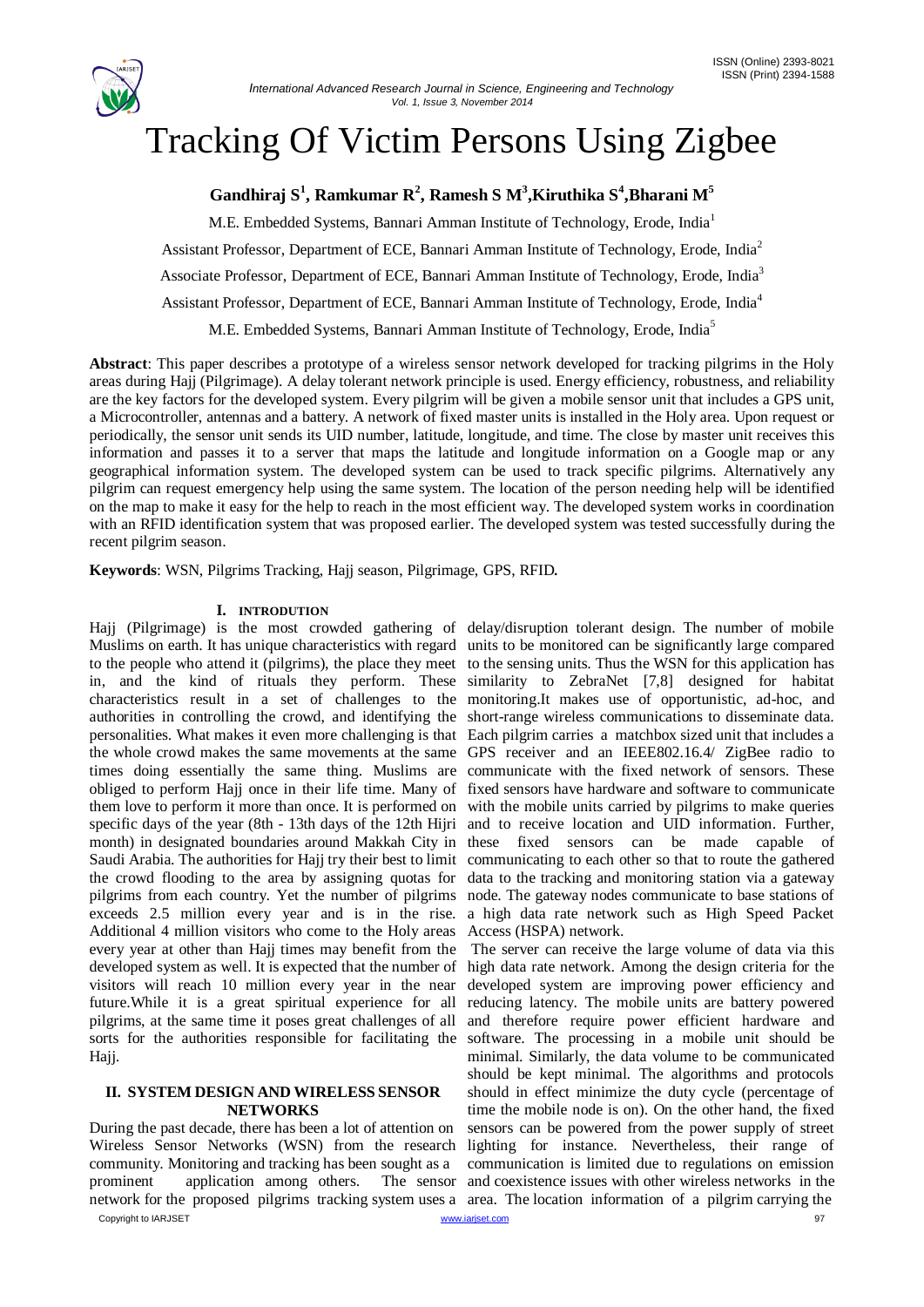# Tracking Of Victim Persons Using Zigbee

**Gandhiraj S[1], Ramkumar R[2], Ramesh S M[3], Kiruthika S[4], Bharani M[5]**

M.E. Embedded Systems, Bannari Amman Institute of Technology, Erode, India[1]

Assistant Professor, Department of ECE, Bannari Amman Institute of Technology, Erode, India[2]

Associate Professor, Department of ECE, Bannari Amman Institute of Technology, Erode, India[3]

Assistant Professor, Department of ECE, Bannari Amman Institute of Technology, Erode, India[4]

M.E. Embedded Systems, Bannari Amman Institute of Technology, Erode, India[5]

**Abstract**: This paper describes a prototype of a wireless sensor network developed for tracking pilgrims in the Holy areas during Hajj (Pilgrimage). A delay tolerant network principle is used. Energy efficiency, robustness, and reliability are the key factors for the developed system. Every pilgrim will be given a mobile sensor unit that includes a GPS unit, a Microcontroller, antennas and a battery. A network of fixed master units is installed in the Holy area. Upon request or periodically, the sensor unit sends its UID number, latitude, longitude, and time. The close by master unit receives this information and passes it to a server that maps the latitude and longitude information on a Google map or any geographical information system. The developed system can be used to track specific pilgrims. Alternatively any pilgrim can request emergency help using the same system. The location of the person needing help will be identified on the map to make it easy for the help to reach in the most efficient way. The developed system works in coordination with an RFID identification system that was proposed earlier. The developed system was tested successfully during the recent pilgrim season.

**Keywords**: WSN, Pilgrims Tracking, Hajj season, Pilgrimage, GPS, RFID.

## I. INTRODUTION

Hajj (Pilgrimage) is the most crowded gathering of Muslims on earth. It has unique characteristics with regard to the people who attend it (pilgrims), the place they meet in, and the kind of rituals they perform. These characteristics result in a set of challenges to the authorities in controlling the crowd, and identifying the personalities. What makes it even more challenging is that the whole crowd makes the same movements at the same times doing essentially the same thing. Muslims are obliged to perform Hajj once in their life time. Many of them love to perform it more than once. It is performed on specific days of the year (8th - 13th days of the 12th Hijri month) in designated boundaries around Makkah City in Saudi Arabia. The authorities for Hajj try their best to limit the crowd flooding to the area by assigning quotas for pilgrims from each country. Yet the number of pilgrims exceeds 2.5 million every year and is in the rise. Additional 4 million visitors who come to the Holy areas every year at other than Hajj times may benefit from the developed system as well. It is expected that the number of visitors will reach 10 million every year in the near future.While it is a great spiritual experience for all pilgrims, at the same time it poses great challenges of all sorts for the authorities responsible for facilitating the Hajj.

## II. SYSTEM DESIGN AND WIRELESS SENSOR NETWORKS

During the past decade, there has been a lot of attention on Wireless Sensor Networks (WSN) from the research community. Monitoring and tracking has been sought as a prominent application among others. The sensor network for the proposed pilgrims tracking system uses a delay/disruption tolerant design. The number of mobile units to be monitored can be significantly large compared to the sensing units. Thus the WSN for this application has similarity to ZebraNet [7,8] designed for habitat monitoring.It makes use of opportunistic, ad-hoc, and short-range wireless communications to disseminate data. Each pilgrim carries a matchbox sized unit that includes a GPS receiver and an IEEE802.16.4/ ZigBee radio to communicate with the fixed network of sensors. These fixed sensors have hardware and software to communicate with the mobile units carried by pilgrims to make queries and to receive location and UID information. Further, these fixed sensors can be made capable of communicating to each other so that to route the gathered data to the tracking and monitoring station via a gateway node. The gateway nodes communicate to base stations of a high data rate network such as High Speed Packet Access (HSPA) network.

The server can receive the large volume of data via this high data rate network. Among the design criteria for the developed system are improving power efficiency and reducing latency. The mobile units are battery powered and therefore require power efficient hardware and software. The processing in a mobile unit should be minimal. Similarly, the data volume to be communicated should be kept minimal. The algorithms and protocols should in effect minimize the duty cycle (percentage of time the mobile node is on). On the other hand, the fixed sensors can be powered from the power supply of street lighting for instance. Nevertheless, their range of communication is limited due to regulations on emission and coexistence issues with other wireless networks in the area. The location information of a pilgrim carrying the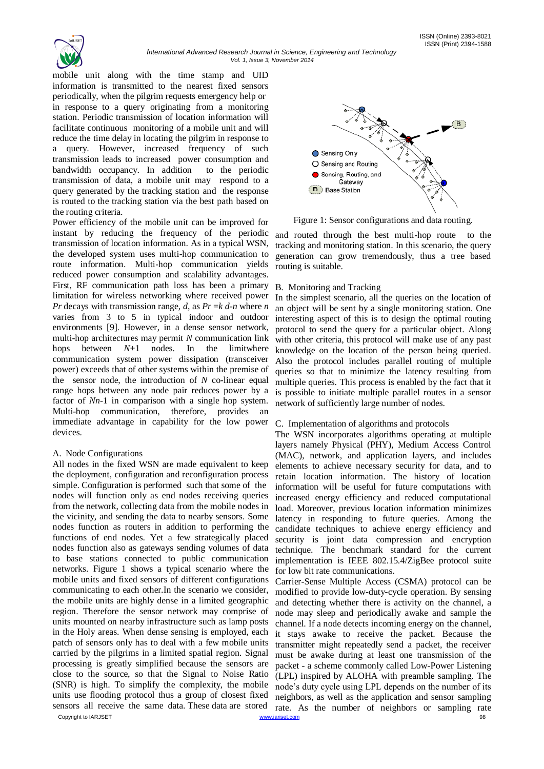mobile unit along with the time stamp and UID information is transmitted to the nearest fixed sensors periodically, when the pilgrim requests emergency help or in response to a query originating from a monitoring station. Periodic transmission of location information will facilitate continuous monitoring of a mobile unit and will reduce the time delay in locating the pilgrim in response to a query. However, increased frequency of such transmission leads to increased power consumption and bandwidth occupancy. In addition to the periodic transmission of data, a mobile unit may respond to a query generated by the tracking station and the response is routed to the tracking station via the best path based on the routing criteria.

Power efficiency of the mobile unit can be improved for instant by reducing the frequency of the periodic transmission of location information. As in a typical WSN, the developed system uses multi-hop communication to route information. Multi-hop communication yields reduced power consumption and scalability advantages. First, RF communication path loss has been a primary limitation for wireless networking where received power $Pr$ decays with transmission range, $d$, as $Pr = k\ d\text{-}n$ where $n$ varies from 3 to 5 in typical indoor and outdoor environments [9]. However, in a dense sensor network, multi-hop architectures may permit $N$ communication link hops between $N$+1 nodes. In the limitwhere communication system power dissipation (transceiver power) exceeds that of other systems within the premise of the sensor node, the introduction of $N$ co-linear equal range hops between any node pair reduces power by a factor of $Nn$-1 in comparison with a single hop system. Multi-hop communication, therefore, provides an immediate advantage in capability for the low power devices.

### A. Node Configurations

All nodes in the fixed WSN are made equivalent to keep the deployment, configuration and reconfiguration process simple. Configuration is performed such that some of the nodes will function only as end nodes receiving queries from the network, collecting data from the mobile nodes in the vicinity, and sending the data to nearby sensors. Some nodes function as routers in addition to performing the functions of end nodes. Yet a few strategically placed nodes function also as gateways sending volumes of data to base stations connected to public communication networks. Figure 1 shows a typical scenario where the mobile units and fixed sensors of different configurations communicating to each other.In the scenario we consider, the mobile units are highly dense in a limited geographic region. Therefore the sensor network may comprise of units mounted on nearby infrastructure such as lamp posts in the Holy areas. When dense sensing is employed, each patch of sensors only has to deal with a few mobile units carried by the pilgrims in a limited spatial region. Signal processing is greatly simplified because the sensors are close to the source, so that the Signal to Noise Ratio (SNR) is high. To simplify the complexity, the mobile units use flooding protocol thus a group of closest fixed sensors all receive the same data. These data are stored and routed through the best multi-hop route to the tracking and monitoring station. In this scenario, the query generation can grow tremendously, thus a tree based routing is suitable.

Sensing Only
Sensing and Routing
Sensing, Routing, and Gateway
B Base Station

Figure 1: Sensor configurations and data routing.

### B. Monitoring and Tracking

In the simplest scenario, all the queries on the location of an object will be sent by a single monitoring station. One interesting aspect of this is to design the optimal routing protocol to send the query for a particular object. Along with other criteria, this protocol will make use of any past knowledge on the location of the person being queried. Also the protocol includes parallel routing of multiple queries so that to minimize the latency resulting from multiple queries. This process is enabled by the fact that it is possible to initiate multiple parallel routes in a sensor network of sufficiently large number of nodes.

### C. Implementation of algorithms and protocols

The WSN incorporates algorithms operating at multiple layers namely Physical (PHY), Medium Access Control (MAC), network, and application layers, and includes elements to achieve necessary security for data, and to retain location information. The history of location information will be useful for future computations with increased energy efficiency and reduced computational load. Moreover, previous location information minimizes latency in responding to future queries. Among the candidate techniques to achieve energy efficiency and security is joint data compression and encryption technique. The benchmark standard for the current implementation is IEEE 802.15.4/ZigBee protocol suite for low bit rate communications.

Carrier-Sense Multiple Access (CSMA) protocol can be modified to provide low-duty-cycle operation. By sensing and detecting whether there is activity on the channel, a node may sleep and periodically awake and sample the channel. If a node detects incoming energy on the channel, it stays awake to receive the packet. Because the transmitter might repeatedly send a packet, the receiver must be awake during at least one transmission of the packet - a scheme commonly called Low-Power Listening (LPL) inspired by ALOHA with preamble sampling. The node's duty cycle using LPL depends on the number of its neighbors, as well as the application and sensor sampling rate. As the number of neighbors or sampling rate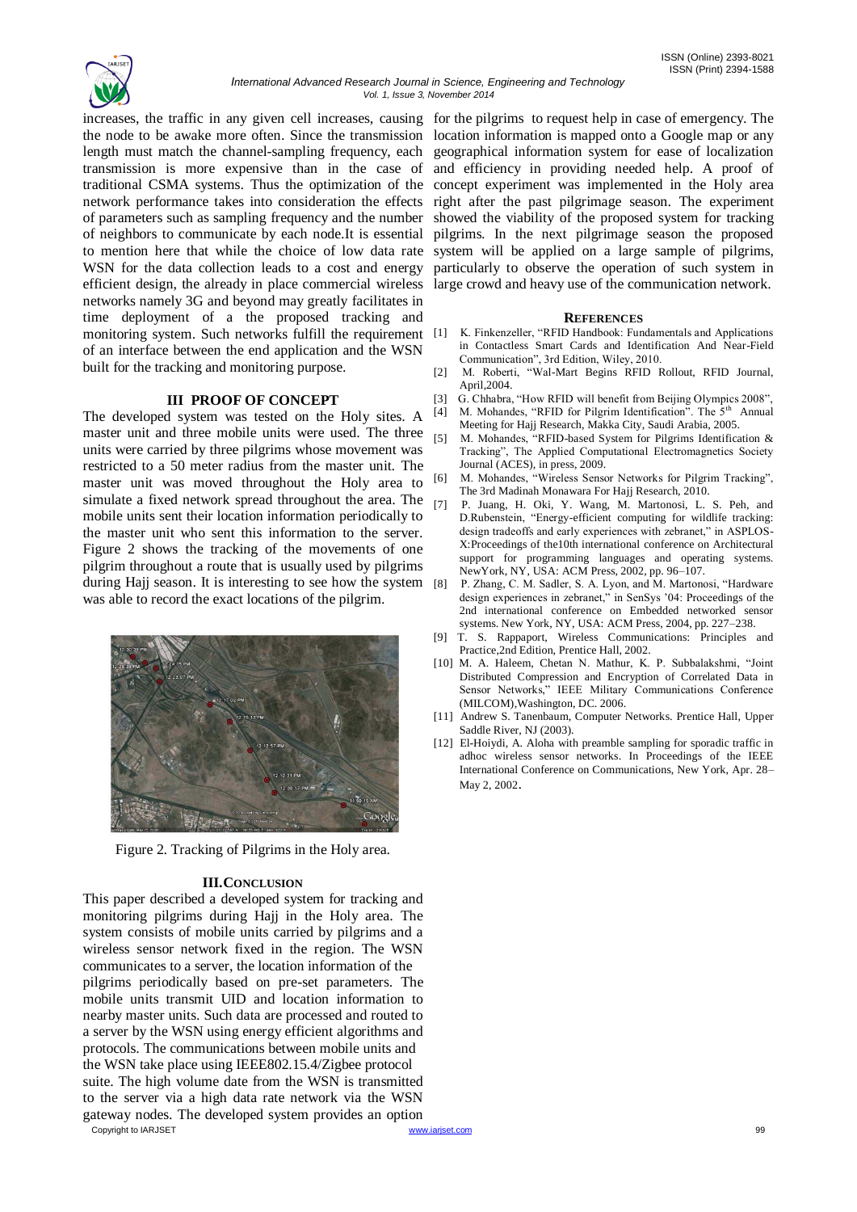increases, the traffic in any given cell increases, causing the node to be awake more often. Since the transmission length must match the channel-sampling frequency, each transmission is more expensive than in the case of traditional CSMA systems. Thus the optimization of the network performance takes into consideration the effects of parameters such as sampling frequency and the number of neighbors to communicate by each node.It is essential to mention here that while the choice of low data rate WSN for the data collection leads to a cost and energy efficient design, the already in place commercial wireless networks namely 3G and beyond may greatly facilitates in time deployment of a the proposed tracking and monitoring system. Such networks fulfill the requirement of an interface between the end application and the WSN built for the tracking and monitoring purpose.

## III PROOF OF CONCEPT

The developed system was tested on the Holy sites. A master unit and three mobile units were used. The three units were carried by three pilgrims whose movement was restricted to a 50 meter radius from the master unit. The master unit was moved throughout the Holy area to simulate a fixed network spread throughout the area. The mobile units sent their location information periodically to the master unit who sent this information to the server. Figure 2 shows the tracking of the movements of one pilgrim throughout a route that is usually used by pilgrims during Hajj season. It is interesting to see how the system was able to record the exact locations of the pilgrim.

Figure 2. Tracking of Pilgrims in the Holy area.

## III.CONCLUSION

This paper described a developed system for tracking and monitoring pilgrims during Hajj in the Holy area. The system consists of mobile units carried by pilgrims and a wireless sensor network fixed in the region. The WSN communicates to a server, the location information of the pilgrims periodically based on pre-set parameters. The mobile units transmit UID and location information to nearby master units. Such data are processed and routed to a server by the WSN using energy efficient algorithms and protocols. The communications between mobile units and the WSN take place using IEEE802.15.4/Zigbee protocol suite. The high volume date from the WSN is transmitted to the server via a high data rate network via the WSN gateway nodes. The developed system provides an option for the pilgrims to request help in case of emergency. The location information is mapped onto a Google map or any geographical information system for ease of localization and efficiency in providing needed help. A proof of concept experiment was implemented in the Holy area right after the past pilgrimage season. The experiment showed the viability of the proposed system for tracking pilgrims. In the next pilgrimage season the proposed system will be applied on a large sample of pilgrims, particularly to observe the operation of such system in large crowd and heavy use of the communication network.

## REFERENCES

[1] K. Finkenzeller, "RFID Handbook: Fundamentals and Applications in Contactless Smart Cards and Identification And Near-Field Communication", 3rd Edition, Wiley, 2010.

[2] M. Roberti, "Wal-Mart Begins RFID Rollout, RFID Journal, April,2004.

[3] G. Chhabra, "How RFID will benefit from Beijing Olympics 2008",

[4] M. Mohandes, "RFID for Pilgrim Identification". The 5th Annual Meeting for Hajj Research, Makka City, Saudi Arabia, 2005.

[5] M. Mohandes, "RFID-based System for Pilgrims Identification & Tracking", The Applied Computational Electromagnetics Society Journal (ACES), in press, 2009.

[6] M. Mohandes, "Wireless Sensor Networks for Pilgrim Tracking", The 3rd Madinah Monawara For Hajj Research, 2010.

[7] P. Juang, H. Oki, Y. Wang, M. Martonosi, L. S. Peh, and D.Rubenstein, "Energy-efficient computing for wildlife tracking: design tradeoffs and early experiences with zebranet," in ASPLOS-X:Proceedings of the10th international conference on Architectural support for programming languages and operating systems. NewYork, NY, USA: ACM Press, 2002, pp. 96–107.

[8] P. Zhang, C. M. Sadler, S. A. Lyon, and M. Martonosi, "Hardware design experiences in zebranet," in SenSys '04: Proceedings of the 2nd international conference on Embedded networked sensor systems. New York, NY, USA: ACM Press, 2004, pp. 227–238.

[9] T. S. Rappaport, Wireless Communications: Principles and Practice,2nd Edition, Prentice Hall, 2002.

[10] M. A. Haleem, Chetan N. Mathur, K. P. Subbalakshmi, "Joint Distributed Compression and Encryption of Correlated Data in Sensor Networks," IEEE Military Communications Conference (MILCOM),Washington, DC. 2006.

[11] Andrew S. Tanenbaum, Computer Networks. Prentice Hall, Upper Saddle River, NJ (2003).

[12] El-Hoiydi, A. Aloha with preamble sampling for sporadic traffic in adhoc wireless sensor networks. In Proceedings of the IEEE International Conference on Communications, New York, Apr. 28– May 2, 2002.